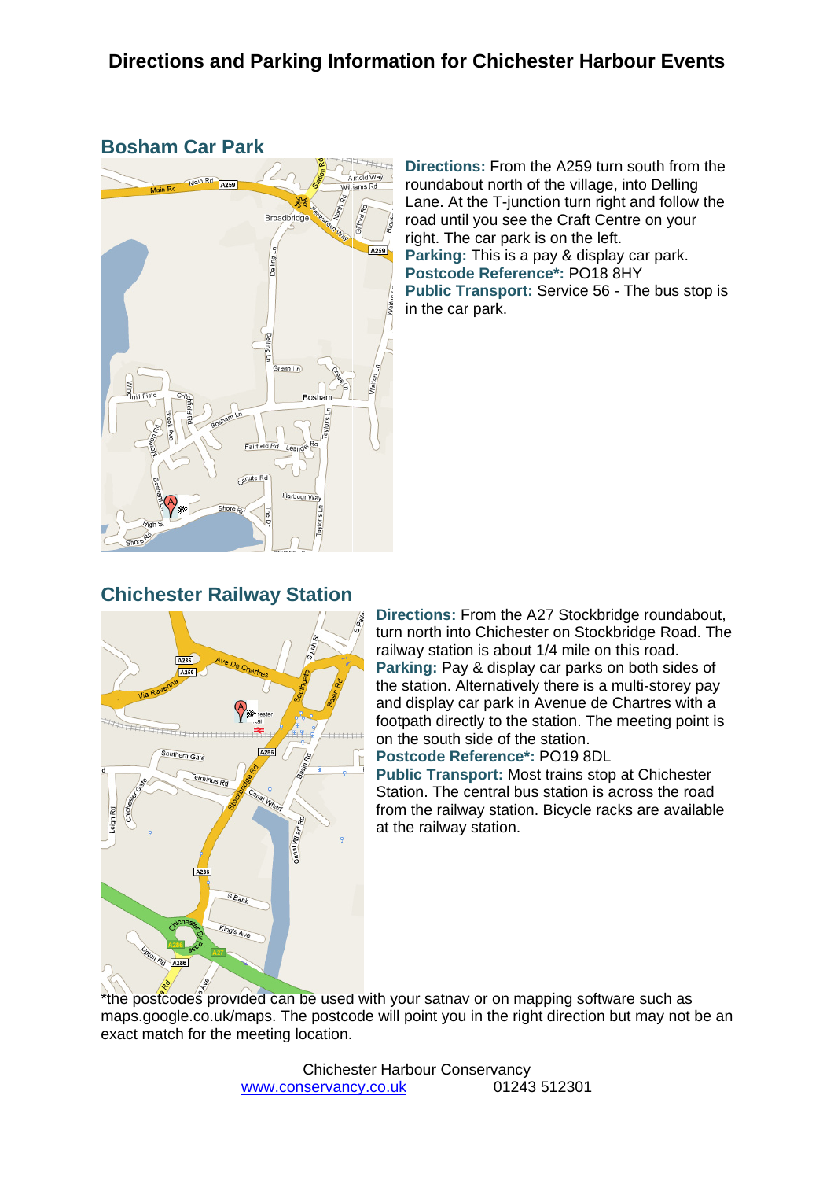# Directions and Parking Information for Chichester Harbour Events

## Bosham Car Park

**Directions:** From the A259 turn south from the roundabout north of the village, into Delling Lane. At the T-junction turn right and follow the road until you see the Craft Centre on your right. The car park is on the left.
**Parking:** This is a pay & display car park.
**Postcode Reference*:** PO18 8HY
**Public Transport:** Service 56 - The bus stop is in the car park.

## Chichester Railway Station

**Directions:** From the A27 Stockbridge roundabout, turn north into Chichester on Stockbridge Road. The railway station is about 1/4 mile on this road.
**Parking:** Pay & display car parks on both sides of the station. Alternatively there is a multi-storey pay and display car park in Avenue de Chartres with a footpath directly to the station. The meeting point is on the south side of the station.
**Postcode Reference*:** PO19 8DL
**Public Transport:** Most trains stop at Chichester Station. The central bus station is across the road from the railway station. Bicycle racks are available at the railway station.

*the postcodes provided can be used with your satnav or on mapping software such as maps.google.co.uk/maps. The postcode will point you in the right direction but may not be an exact match for the meeting location.

Chichester Harbour Conservancy
www.conservancy.co.uk 01243 512301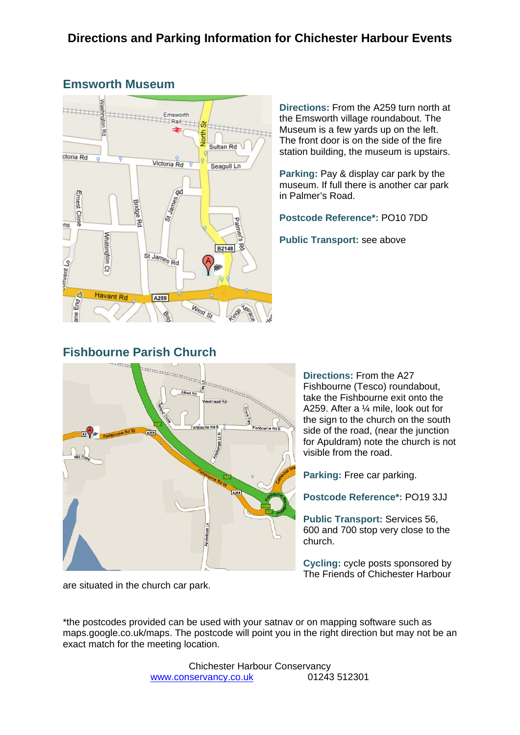# Directions and Parking Information for Chichester Harbour Events

## Emsworth Museum

**Directions:** From the A259 turn north at the Emsworth village roundabout. The Museum is a few yards up on the left. The front door is on the side of the fire station building, the museum is upstairs.

**Parking:** Pay & display car park by the museum. If full there is another car park in Palmer's Road.

**Postcode Reference*:** PO10 7DD

**Public Transport:** see above

## Fishbourne Parish Church

**Directions:** From the A27 Fishbourne (Tesco) roundabout, take the Fishbourne exit onto the A259. After a ¼ mile, look out for the sign to the church on the south side of the road, (near the junction for Apuldram) note the church is not visible from the road.

**Parking:** Free car parking.

**Postcode Reference*:** PO19 3JJ

**Public Transport:** Services 56, 600 and 700 stop very close to the church.

**Cycling:** cycle posts sponsored by The Friends of Chichester Harbour are situated in the church car park.

*the postcodes provided can be used with your satnav or on mapping software such as maps.google.co.uk/maps. The postcode will point you in the right direction but may not be an exact match for the meeting location.

Chichester Harbour Conservancy
www.conservancy.co.uk 01243 512301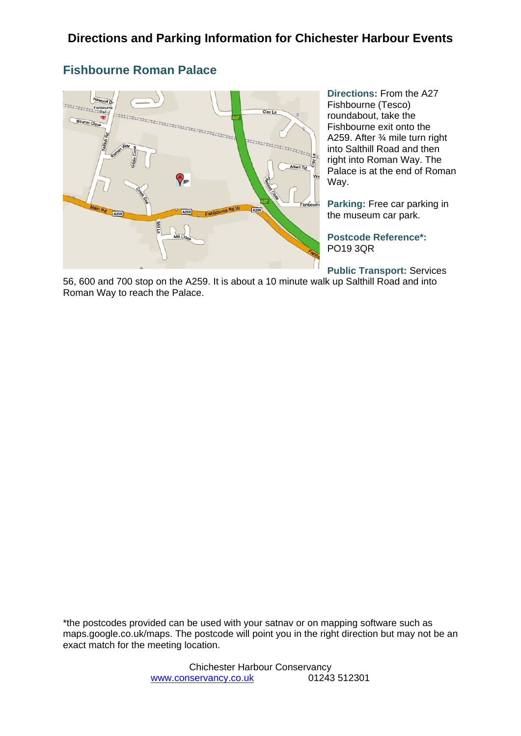# Directions and Parking Information for Chichester Harbour Events

## Fishbourne Roman Palace

**Directions:** From the A27 Fishbourne (Tesco) roundabout, take the Fishbourne exit onto the A259. After ¾ mile turn right into Salthill Road and then right into Roman Way. The Palace is at the end of Roman Way.

**Parking:** Free car parking in the museum car park.

**Postcode Reference*:** PO19 3QR

**Public Transport:** Services 56, 600 and 700 stop on the A259. It is about a 10 minute walk up Salthill Road and into Roman Way to reach the Palace.

*the postcodes provided can be used with your satnav or on mapping software such as maps.google.co.uk/maps. The postcode will point you in the right direction but may not be an exact match for the meeting location.

Chichester Harbour Conservancy
www.conservancy.co.uk 01243 512301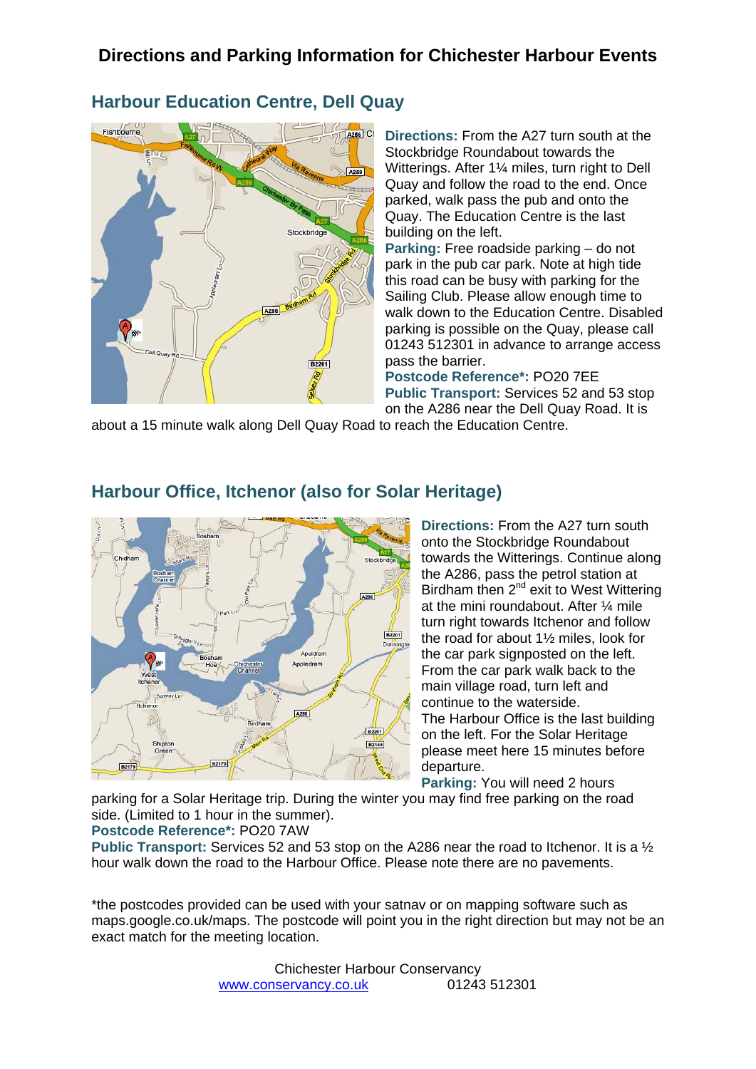# Directions and Parking Information for Chichester Harbour Events

## Harbour Education Centre, Dell Quay

**Directions:** From the A27 turn south at the Stockbridge Roundabout towards the Witterings. After 1¼ miles, turn right to Dell Quay and follow the road to the end. Once parked, walk pass the pub and onto the Quay. The Education Centre is the last building on the left.

**Parking:** Free roadside parking – do not park in the pub car park. Note at high tide this road can be busy with parking for the Sailing Club. Please allow enough time to walk down to the Education Centre. Disabled parking is possible on the Quay, please call 01243 512301 in advance to arrange access pass the barrier.

**Postcode Reference*:** PO20 7EE

**Public Transport:** Services 52 and 53 stop on the A286 near the Dell Quay Road. It is about a 15 minute walk along Dell Quay Road to reach the Education Centre.

## Harbour Office, Itchenor (also for Solar Heritage)

**Directions:** From the A27 turn south onto the Stockbridge Roundabout towards the Witterings. Continue along the A286, pass the petrol station at Birdham then 2nd exit to West Wittering at the mini roundabout. After ¼ mile turn right towards Itchenor and follow the road for about 1½ miles, look for the car park signposted on the left. From the car park walk back to the main village road, turn left and continue to the waterside. The Harbour Office is the last building on the left. For the Solar Heritage please meet here 15 minutes before departure.

**Parking:** You will need 2 hours parking for a Solar Heritage trip. During the winter you may find free parking on the road side. (Limited to 1 hour in the summer).

**Postcode Reference*:** PO20 7AW

**Public Transport:** Services 52 and 53 stop on the A286 near the road to Itchenor. It is a ½ hour walk down the road to the Harbour Office. Please note there are no pavements.

*the postcodes provided can be used with your satnav or on mapping software such as maps.google.co.uk/maps. The postcode will point you in the right direction but may not be an exact match for the meeting location.

Chichester Harbour Conservancy
www.conservancy.co.uk 01243 512301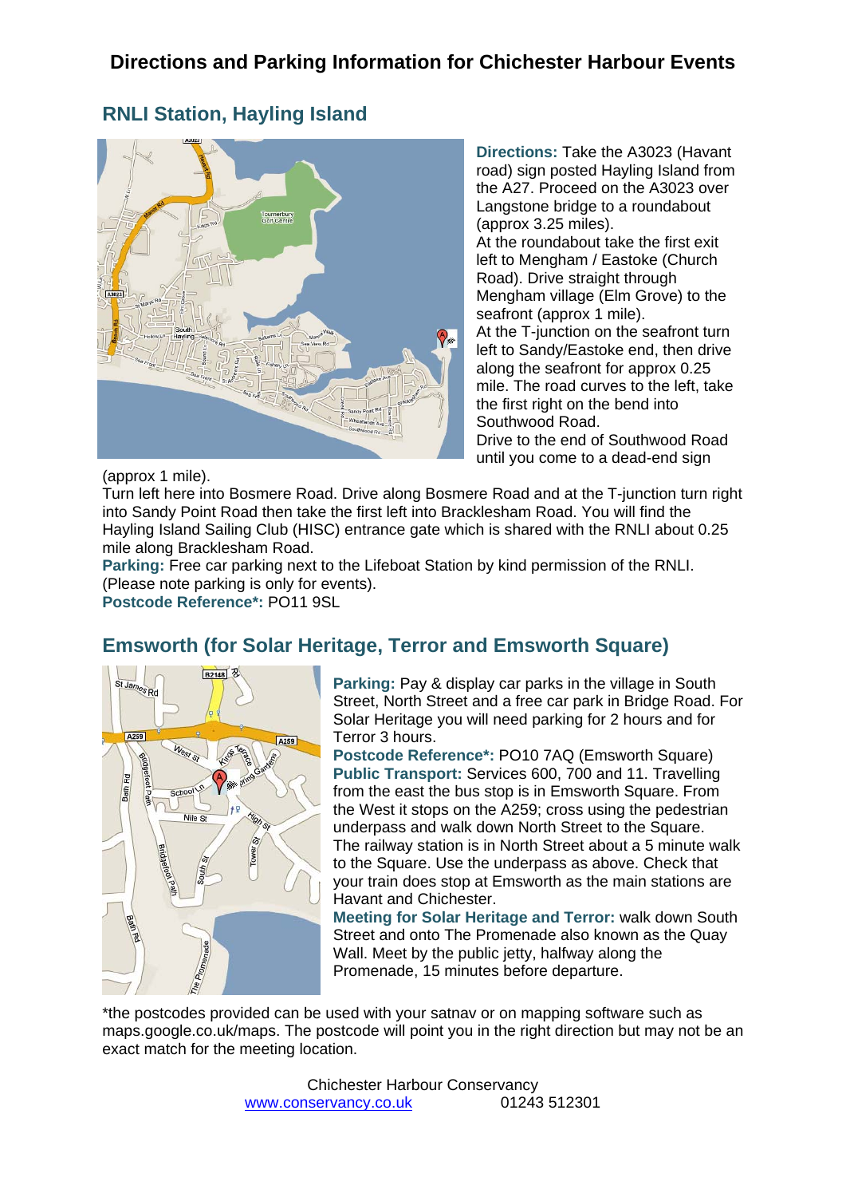# Directions and Parking Information for Chichester Harbour Events

## RNLI Station, Hayling Island

**Directions:** Take the A3023 (Havant road) sign posted Hayling Island from the A27. Proceed on the A3023 over Langstone bridge to a roundabout (approx 3.25 miles).
At the roundabout take the first exit left to Mengham / Eastoke (Church Road). Drive straight through Mengham village (Elm Grove) to the seafront (approx 1 mile).
At the T-junction on the seafront turn left to Sandy/Eastoke end, then drive along the seafront for approx 0.25 mile. The road curves to the left, take the first right on the bend into Southwood Road.
Drive to the end of Southwood Road until you come to a dead-end sign (approx 1 mile).
Turn left here into Bosmere Road. Drive along Bosmere Road and at the T-junction turn right into Sandy Point Road then take the first left into Bracklesham Road. You will find the Hayling Island Sailing Club (HISC) entrance gate which is shared with the RNLI about 0.25 mile along Bracklesham Road.
**Parking:** Free car parking next to the Lifeboat Station by kind permission of the RNLI. (Please note parking is only for events).
**Postcode Reference*:** PO11 9SL

## Emsworth (for Solar Heritage, Terror and Emsworth Square)

**Parking:** Pay & display car parks in the village in South Street, North Street and a free car park in Bridge Road. For Solar Heritage you will need parking for 2 hours and for Terror 3 hours.
**Postcode Reference*:** PO10 7AQ (Emsworth Square)
**Public Transport:** Services 600, 700 and 11. Travelling from the east the bus stop is in Emsworth Square. From the West it stops on the A259; cross using the pedestrian underpass and walk down North Street to the Square. The railway station is in North Street about a 5 minute walk to the Square. Use the underpass as above. Check that your train does stop at Emsworth as the main stations are Havant and Chichester.
**Meeting for Solar Heritage and Terror:** walk down South Street and onto The Promenade also known as the Quay Wall. Meet by the public jetty, halfway along the Promenade, 15 minutes before departure.

*the postcodes provided can be used with your satnav or on mapping software such as maps.google.co.uk/maps. The postcode will point you in the right direction but may not be an exact match for the meeting location.

Chichester Harbour Conservancy
www.conservancy.co.uk 01243 512301